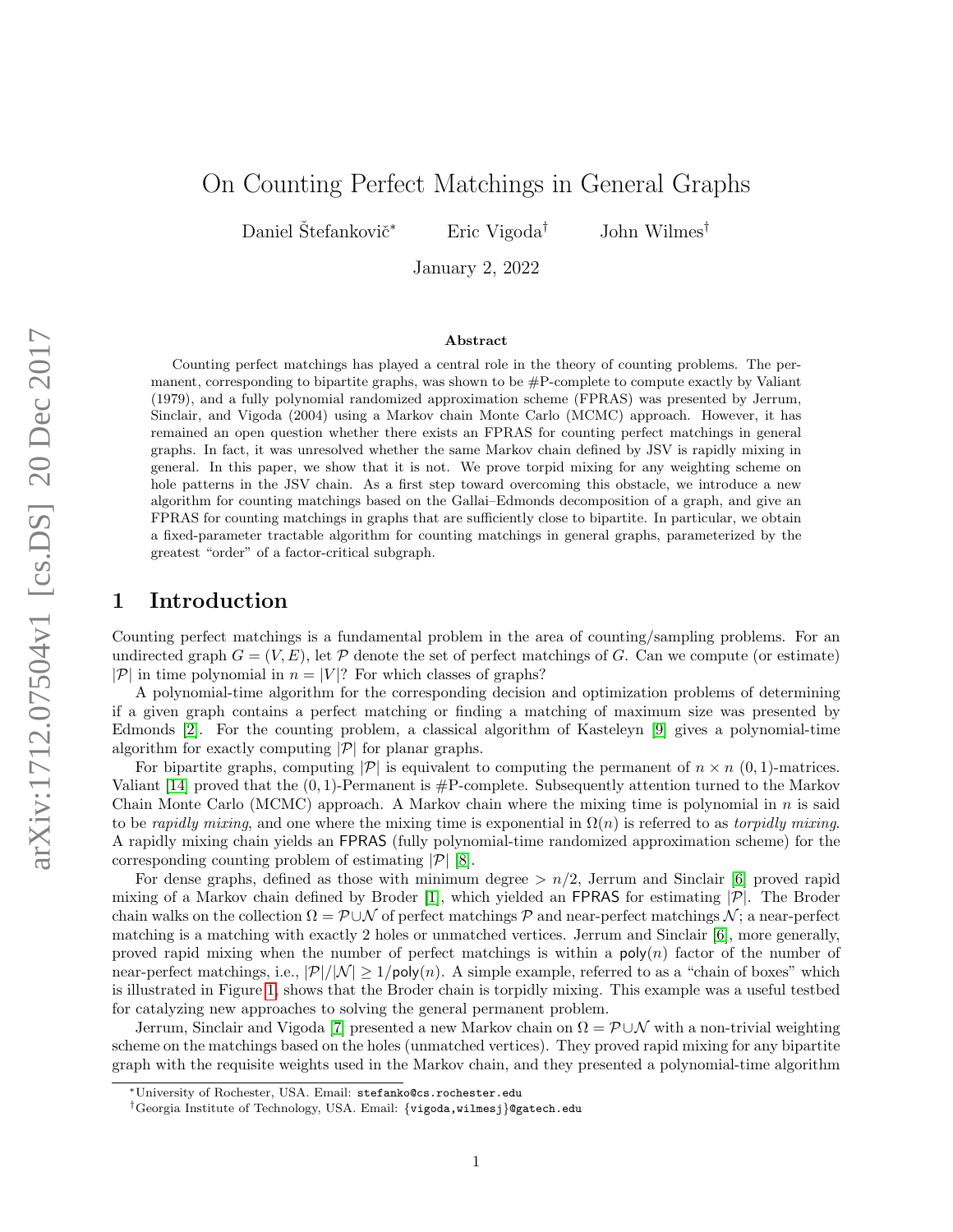# On Counting Perfect Matchings in General Graphs

Daniel Štefankovič*  Eric Vigoda†  John Wilmes†

January 2, 2022

### Abstract

Counting perfect matchings has played a central role in the theory of counting problems. The permanent, corresponding to bipartite graphs, was shown to be #P-complete to compute exactly by Valiant (1979), and a fully polynomial randomized approximation scheme (FPRAS) was presented by Jerrum, Sinclair, and Vigoda (2004) using a Markov chain Monte Carlo (MCMC) approach. However, it has remained an open question whether there exists an FPRAS for counting perfect matchings in general graphs. In fact, it was unresolved whether the same Markov chain defined by JSV is rapidly mixing in general. In this paper, we show that it is not. We prove torpid mixing for any weighting scheme on hole patterns in the JSV chain. As a first step toward overcoming this obstacle, we introduce a new algorithm for counting matchings based on the Gallai–Edmonds decomposition of a graph, and give an FPRAS for counting matchings in graphs that are sufficiently close to bipartite. In particular, we obtain a fixed-parameter tractable algorithm for counting matchings in general graphs, parameterized by the greatest "order" of a factor-critical subgraph.

## 1 Introduction

Counting perfect matchings is a fundamental problem in the area of counting/sampling problems. For an undirected graph $G = (V, E)$, let $\mathcal{P}$ denote the set of perfect matchings of $G$. Can we compute (or estimate) $|\mathcal{P}|$ in time polynomial in $n = |V|$? For which classes of graphs?

A polynomial-time algorithm for the corresponding decision and optimization problems of determining if a given graph contains a perfect matching or finding a matching of maximum size was presented by Edmonds [2]. For the counting problem, a classical algorithm of Kasteleyn [9] gives a polynomial-time algorithm for exactly computing $|\mathcal{P}|$ for planar graphs.

For bipartite graphs, computing $|\mathcal{P}|$ is equivalent to computing the permanent of $n \times n$ $(0,1)$-matrices. Valiant [14] proved that the $(0,1)$-Permanent is #P-complete. Subsequently attention turned to the Markov Chain Monte Carlo (MCMC) approach. A Markov chain where the mixing time is polynomial in $n$ is said to be *rapidly mixing*, and one where the mixing time is exponential in $\Omega(n)$ is referred to as *torpidly mixing*. A rapidly mixing chain yields an FPRAS (fully polynomial-time randomized approximation scheme) for the corresponding counting problem of estimating $|\mathcal{P}|$ [8].

For dense graphs, defined as those with minimum degree $> n/2$, Jerrum and Sinclair [6] proved rapid mixing of a Markov chain defined by Broder [1], which yielded an FPRAS for estimating $|\mathcal{P}|$. The Broder chain walks on the collection $\Omega = \mathcal{P} \cup \mathcal{N}$ of perfect matchings $\mathcal{P}$ and near-perfect matchings $\mathcal{N}$; a near-perfect matching is a matching with exactly 2 holes or unmatched vertices. Jerrum and Sinclair [6], more generally, proved rapid mixing when the number of perfect matchings is within a $\mathsf{poly}(n)$ factor of the number of near-perfect matchings, i.e., $|\mathcal{P}|/|\mathcal{N}| \geq 1/\mathsf{poly}(n)$. A simple example, referred to as a "chain of boxes" which is illustrated in Figure 1, shows that the Broder chain is torpidly mixing. This example was a useful testbed for catalyzing new approaches to solving the general permanent problem.

Jerrum, Sinclair and Vigoda [7] presented a new Markov chain on $\Omega = \mathcal{P} \cup \mathcal{N}$ with a non-trivial weighting scheme on the matchings based on the holes (unmatched vertices). They proved rapid mixing for any bipartite graph with the requisite weights used in the Markov chain, and they presented a polynomial-time algorithm

---

*University of Rochester, USA. Email: stefanko@cs.rochester.edu

†Georgia Institute of Technology, USA. Email: {vigoda,wilmesj}@gatech.edu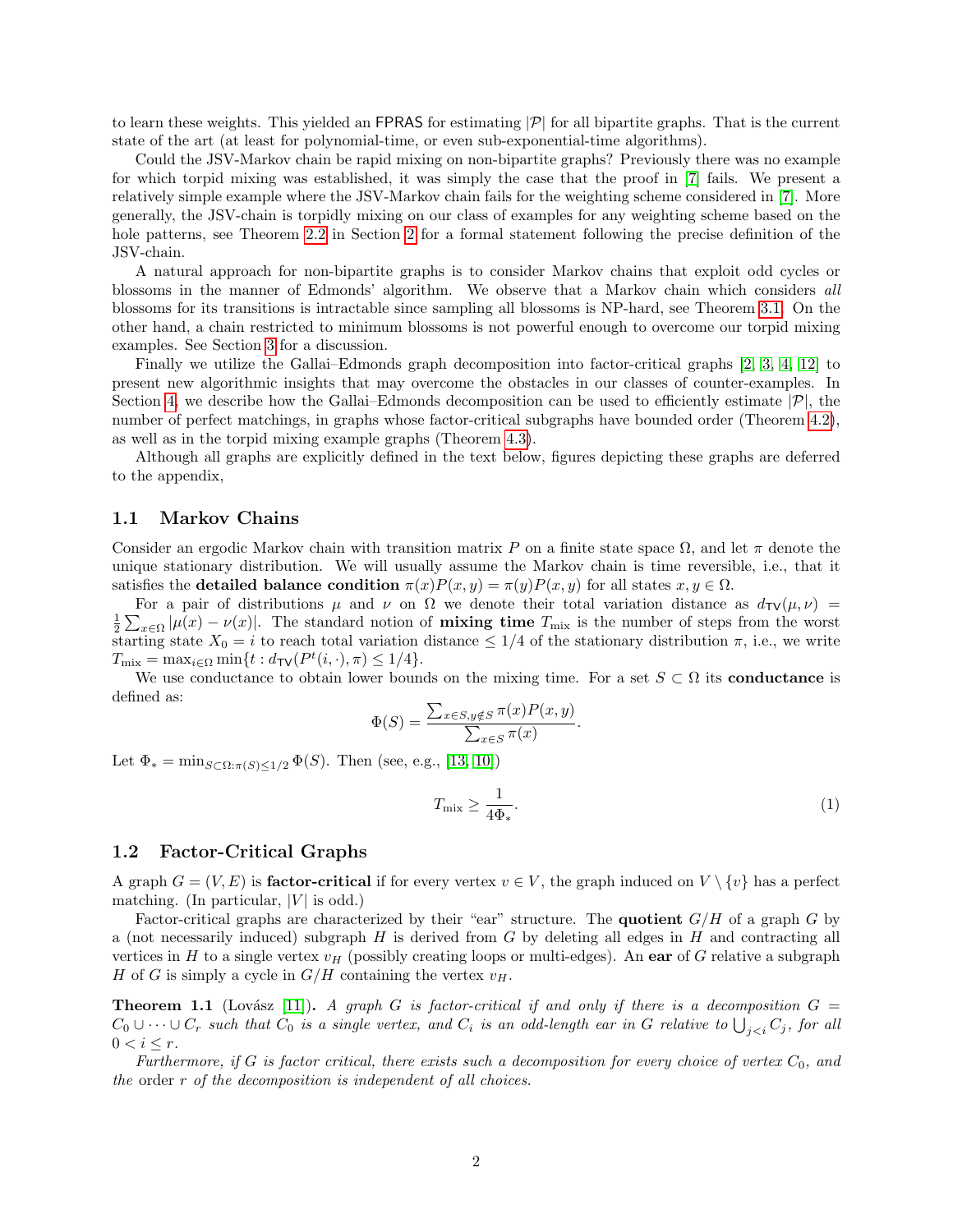to learn these weights. This yielded an FPRAS for estimating $|\mathcal{P}|$ for all bipartite graphs. That is the current state of the art (at least for polynomial-time, or even sub-exponential-time algorithms).

Could the JSV-Markov chain be rapid mixing on non-bipartite graphs? Previously there was no example for which torpid mixing was established, it was simply the case that the proof in [7] fails. We present a relatively simple example where the JSV-Markov chain fails for the weighting scheme considered in [7]. More generally, the JSV-chain is torpidly mixing on our class of examples for any weighting scheme based on the hole patterns, see Theorem 2.2 in Section 2 for a formal statement following the precise definition of the JSV-chain.

A natural approach for non-bipartite graphs is to consider Markov chains that exploit odd cycles or blossoms in the manner of Edmonds' algorithm. We observe that a Markov chain which considers *all* blossoms for its transitions is intractable since sampling all blossoms is NP-hard, see Theorem 3.1. On the other hand, a chain restricted to minimum blossoms is not powerful enough to overcome our torpid mixing examples. See Section 3 for a discussion.

Finally we utilize the Gallai–Edmonds graph decomposition into factor-critical graphs [2, 3, 4, 12] to present new algorithmic insights that may overcome the obstacles in our classes of counter-examples. In Section 4, we describe how the Gallai–Edmonds decomposition can be used to efficiently estimate $|\mathcal{P}|$, the number of perfect matchings, in graphs whose factor-critical subgraphs have bounded order (Theorem 4.2), as well as in the torpid mixing example graphs (Theorem 4.3).

Although all graphs are explicitly defined in the text below, figures depicting these graphs are deferred to the appendix,

## 1.1 Markov Chains

Consider an ergodic Markov chain with transition matrix $P$ on a finite state space $\Omega$, and let $\pi$ denote the unique stationary distribution. We will usually assume the Markov chain is time reversible, i.e., that it satisfies the **detailed balance condition** $\pi(x)P(x,y) = \pi(y)P(x,y)$ for all states $x, y \in \Omega$.

For a pair of distributions $\mu$ and $\nu$ on $\Omega$ we denote their total variation distance as $d_{\mathsf{TV}}(\mu,\nu) = \frac{1}{2}\sum_{x\in\Omega}|\mu(x) - \nu(x)|$. The standard notion of **mixing time** $T_{\mathrm{mix}}$ is the number of steps from the worst starting state $X_0 = i$ to reach total variation distance $\leq 1/4$ of the stationary distribution $\pi$, i.e., we write $T_{\mathrm{mix}} = \max_{i\in\Omega}\min\{t : d_{\mathsf{TV}}(P^t(i,\cdot),\pi) \leq 1/4\}$.

We use conductance to obtain lower bounds on the mixing time. For a set $S \subset \Omega$ its **conductance** is defined as:

$$\Phi(S) = \frac{\sum_{x\in S, y\notin S}\pi(x)P(x,y)}{\sum_{x\in S}\pi(x)}.$$

Let $\Phi_* = \min_{S\subset\Omega:\pi(S)\leq 1/2}\Phi(S)$. Then (see, e.g., [13, 10])

$$T_{\mathrm{mix}} \geq \frac{1}{4\Phi_*}. \tag{1}$$

## 1.2 Factor-Critical Graphs

A graph $G = (V, E)$ is **factor-critical** if for every vertex $v \in V$, the graph induced on $V \setminus \{v\}$ has a perfect matching. (In particular, $|V|$ is odd.)

Factor-critical graphs are characterized by their "ear" structure. The **quotient** $G/H$ of a graph $G$ by a (not necessarily induced) subgraph $H$ is derived from $G$ by deleting all edges in $H$ and contracting all vertices in $H$ to a single vertex $v_H$ (possibly creating loops or multi-edges). An **ear** of $G$ relative a subgraph $H$ of $G$ is simply a cycle in $G/H$ containing the vertex $v_H$.

**Theorem 1.1** (Lovász [11]). *A graph $G$ is factor-critical if and only if there is a decomposition $G = C_0 \cup \cdots \cup C_r$ such that $C_0$ is a single vertex, and $C_i$ is an odd-length ear in $G$ relative to $\bigcup_{j<i} C_j$, for all $0 < i \leq r$.*

*Furthermore, if $G$ is factor critical, there exists such a decomposition for every choice of vertex $C_0$, and the order $r$ of the decomposition is independent of all choices.*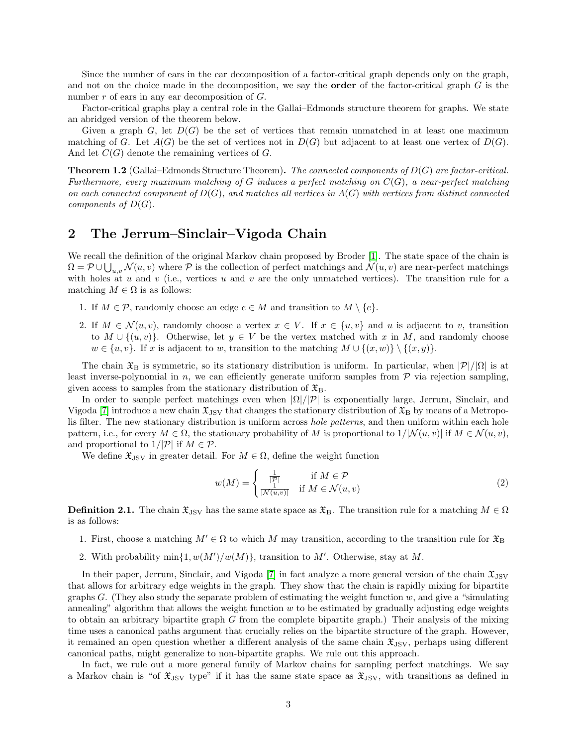Since the number of ears in the ear decomposition of a factor-critical graph depends only on the graph, and not on the choice made in the decomposition, we say the **order** of the factor-critical graph $G$ is the number $r$ of ears in any ear decomposition of $G$.

Factor-critical graphs play a central role in the Gallai–Edmonds structure theorem for graphs. We state an abridged version of the theorem below.

Given a graph $G$, let $D(G)$ be the set of vertices that remain unmatched in at least one maximum matching of $G$. Let $A(G)$ be the set of vertices not in $D(G)$ but adjacent to at least one vertex of $D(G)$. And let $C(G)$ denote the remaining vertices of $G$.

**Theorem 1.2** (Gallai–Edmonds Structure Theorem)**.** *The connected components of $D(G)$ are factor-critical. Furthermore, every maximum matching of $G$ induces a perfect matching on $C(G)$, a near-perfect matching on each connected component of $D(G)$, and matches all vertices in $A(G)$ with vertices from distinct connected components of $D(G)$.*

## 2 The Jerrum–Sinclair–Vigoda Chain

We recall the definition of the original Markov chain proposed by Broder [1]. The state space of the chain is $\Omega = \mathcal{P} \cup \bigcup_{u,v} \mathcal{N}(u,v)$ where $\mathcal{P}$ is the collection of perfect matchings and $\mathcal{N}(u,v)$ are near-perfect matchings with holes at $u$ and $v$ (i.e., vertices $u$ and $v$ are the only unmatched vertices). The transition rule for a matching $M \in \Omega$ is as follows:

1. If $M \in \mathcal{P}$, randomly choose an edge $e \in M$ and transition to $M \setminus \{e\}$.
2. If $M \in \mathcal{N}(u,v)$, randomly choose a vertex $x \in V$. If $x \in \{u,v\}$ and $u$ is adjacent to $v$, transition to $M \cup \{(u,v)\}$. Otherwise, let $y \in V$ be the vertex matched with $x$ in $M$, and randomly choose $w \in \{u,v\}$. If $x$ is adjacent to $w$, transition to the matching $M \cup \{(x,w)\} \setminus \{(x,y)\}$.

The chain $\mathfrak{X}_{\mathrm{B}}$ is symmetric, so its stationary distribution is uniform. In particular, when $|\mathcal{P}|/|\Omega|$ is at least inverse-polynomial in $n$, we can efficiently generate uniform samples from $\mathcal{P}$ via rejection sampling, given access to samples from the stationary distribution of $\mathfrak{X}_{\mathrm{B}}$.

In order to sample perfect matchings even when $|\Omega|/|\mathcal{P}|$ is exponentially large, Jerrum, Sinclair, and Vigoda [7] introduce a new chain $\mathfrak{X}_{\mathrm{JSV}}$ that changes the stationary distribution of $\mathfrak{X}_{\mathrm{B}}$ by means of a Metropolis filter. The new stationary distribution is uniform across *hole patterns*, and then uniform within each hole pattern, i.e., for every $M \in \Omega$, the stationary probability of $M$ is proportional to $1/|\mathcal{N}(u,v)|$ if $M \in \mathcal{N}(u,v)$, and proportional to $1/|\mathcal{P}|$ if $M \in \mathcal{P}$.

We define $\mathfrak{X}_{\mathrm{JSV}}$ in greater detail. For $M \in \Omega$, define the weight function

$$w(M) = \begin{cases} \frac{1}{|\mathcal{P}|} & \text{if } M \in \mathcal{P} \\ \frac{1}{|\mathcal{N}(u,v)|} & \text{if } M \in \mathcal{N}(u,v) \end{cases} \tag{2}$$

**Definition 2.1.** The chain $\mathfrak{X}_{\mathrm{JSV}}$ has the same state space as $\mathfrak{X}_{\mathrm{B}}$. The transition rule for a matching $M \in \Omega$ is as follows:

1. First, choose a matching $M' \in \Omega$ to which $M$ may transition, according to the transition rule for $\mathfrak{X}_{\mathrm{B}}$
2. With probability $\min\{1, w(M')/w(M)\}$, transition to $M'$. Otherwise, stay at $M$.

In their paper, Jerrum, Sinclair, and Vigoda [7] in fact analyze a more general version of the chain $\mathfrak{X}_{\mathrm{JSV}}$ that allows for arbitrary edge weights in the graph. They show that the chain is rapidly mixing for bipartite graphs $G$. (They also study the separate problem of estimating the weight function $w$, and give a "simulating annealing" algorithm that allows the weight function $w$ to be estimated by gradually adjusting edge weights to obtain an arbitrary bipartite graph $G$ from the complete bipartite graph.) Their analysis of the mixing time uses a canonical paths argument that crucially relies on the bipartite structure of the graph. However, it remained an open question whether a different analysis of the same chain $\mathfrak{X}_{\mathrm{JSV}}$, perhaps using different canonical paths, might generalize to non-bipartite graphs. We rule out this approach.

In fact, we rule out a more general family of Markov chains for sampling perfect matchings. We say a Markov chain is "of $\mathfrak{X}_{\mathrm{JSV}}$ type" if it has the same state space as $\mathfrak{X}_{\mathrm{JSV}}$, with transitions as defined in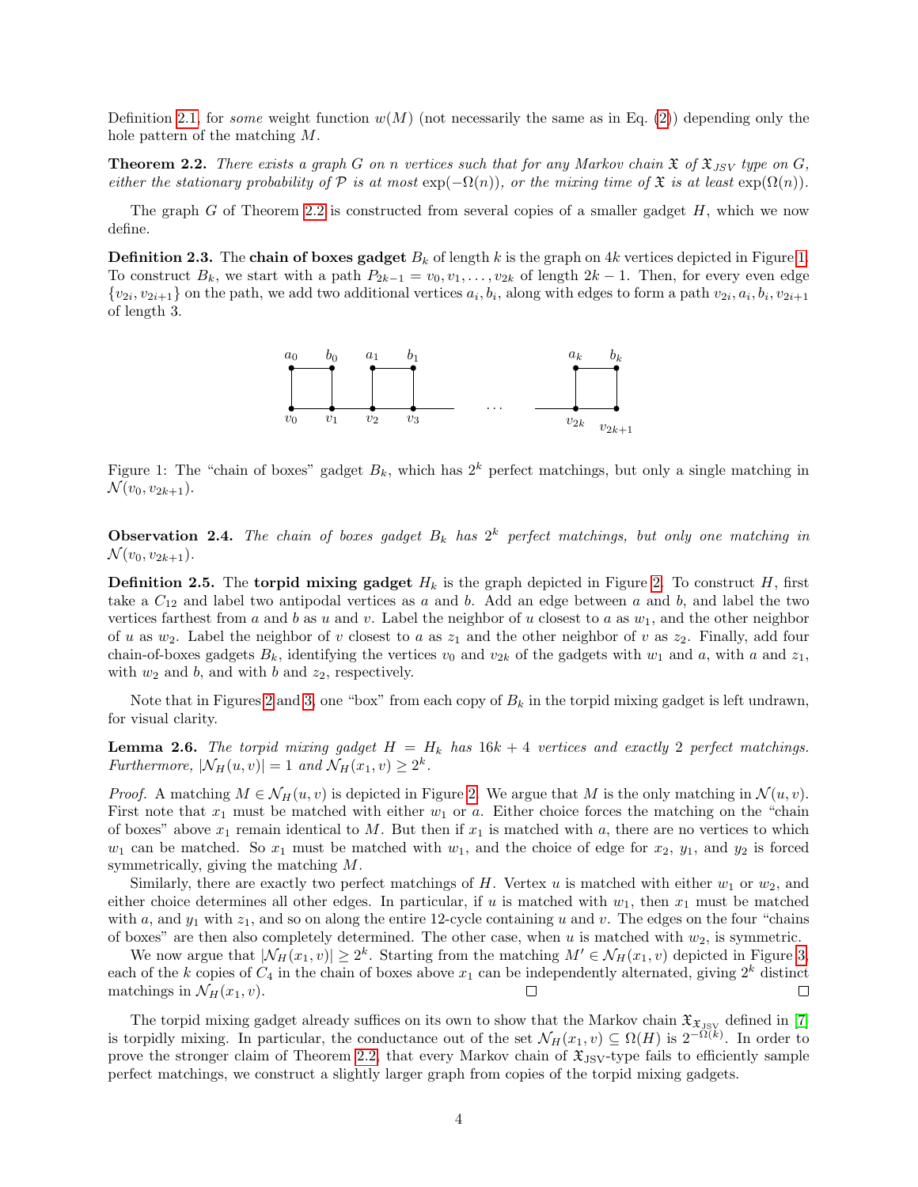Definition 2.1, for *some* weight function $w(M)$ (not necessarily the same as in Eq. (2)) depending only the hole pattern of the matching $M$.

**Theorem 2.2.** *There exists a graph $G$ on $n$ vertices such that for any Markov chain $\mathfrak{X}$ of $\mathfrak{X}_{JSV}$ type on $G$, either the stationary probability of $\mathcal{P}$ is at most $\exp(-\Omega(n))$, or the mixing time of $\mathfrak{X}$ is at least $\exp(\Omega(n))$.*

The graph $G$ of Theorem 2.2 is constructed from several copies of a smaller gadget $H$, which we now define.

**Definition 2.3.** The **chain of boxes gadget** $B_k$ of length $k$ is the graph on $4k$ vertices depicted in Figure 1. To construct $B_k$, we start with a path $P_{2k-1} = v_0, v_1, \ldots, v_{2k}$ of length $2k-1$. Then, for every even edge $\{v_{2i}, v_{2i+1}\}$ on the path, we add two additional vertices $a_i, b_i$, along with edges to form a path $v_{2i}, a_i, b_i, v_{2i+1}$ of length 3.

Figure 1: The "chain of boxes" gadget $B_k$, which has $2^k$ perfect matchings, but only a single matching in $\mathcal{N}(v_0, v_{2k+1})$.

**Observation 2.4.** *The chain of boxes gadget $B_k$ has $2^k$ perfect matchings, but only one matching in $\mathcal{N}(v_0, v_{2k+1})$.*

**Definition 2.5.** The **torpid mixing gadget** $H_k$ is the graph depicted in Figure 2. To construct $H$, first take a $C_{12}$ and label two antipodal vertices as $a$ and $b$. Add an edge between $a$ and $b$, and label the two vertices farthest from $a$ and $b$ as $u$ and $v$. Label the neighbor of $u$ closest to $a$ as $w_1$, and the other neighbor of $u$ as $w_2$. Label the neighbor of $v$ closest to $a$ as $z_1$ and the other neighbor of $v$ as $z_2$. Finally, add four chain-of-boxes gadgets $B_k$, identifying the vertices $v_0$ and $v_{2k}$ of the gadgets with $w_1$ and $a$, with $a$ and $z_1$, with $w_2$ and $b$, and with $b$ and $z_2$, respectively.

Note that in Figures 2 and 3, one "box" from each copy of $B_k$ in the torpid mixing gadget is left undrawn, for visual clarity.

**Lemma 2.6.** *The torpid mixing gadget $H = H_k$ has $16k + 4$ vertices and exactly 2 perfect matchings. Furthermore, $|\mathcal{N}_H(u, v)| = 1$ and $\mathcal{N}_H(x_1, v) \geq 2^k$.*

*Proof.* A matching $M \in \mathcal{N}_H(u, v)$ is depicted in Figure 2. We argue that $M$ is the only matching in $\mathcal{N}(u, v)$. First note that $x_1$ must be matched with either $w_1$ or $a$. Either choice forces the matching on the "chain of boxes" above $x_1$ remain identical to $M$. But then if $x_1$ is matched with $a$, there are no vertices to which $w_1$ can be matched. So $x_1$ must be matched with $w_1$, and the choice of edge for $x_2$, $y_1$, and $y_2$ is forced symmetrically, giving the matching $M$.

Similarly, there are exactly two perfect matchings of $H$. Vertex $u$ is matched with either $w_1$ or $w_2$, and either choice determines all other edges. In particular, if $u$ is matched with $w_1$, then $x_1$ must be matched with $a$, and $y_1$ with $z_1$, and so on along the entire 12-cycle containing $u$ and $v$. The edges on the four "chains of boxes" are then also completely determined. The other case, when $u$ is matched with $w_2$, is symmetric.

We now argue that $|\mathcal{N}_H(x_1, v)| \geq 2^k$. Starting from the matching $M' \in \mathcal{N}_H(x_1, v)$ depicted in Figure 3, each of the $k$ copies of $C_4$ in the chain of boxes above $x_1$ can be independently alternated, giving $2^k$ distinct matchings in $\mathcal{N}_H(x_1, v)$. □ □

The torpid mixing gadget already suffices on its own to show that the Markov chain $\mathfrak{X}_{\mathfrak{X}_{\mathrm{JSV}}}$ defined in [7] is torpidly mixing. In particular, the conductance out of the set $\mathcal{N}_H(x_1, v) \subseteq \Omega(H)$ is $2^{-\Omega(k)}$. In order to prove the stronger claim of Theorem 2.2, that every Markov chain of $\mathfrak{X}_{\mathrm{JSV}}$-type fails to efficiently sample perfect matchings, we construct a slightly larger graph from copies of the torpid mixing gadgets.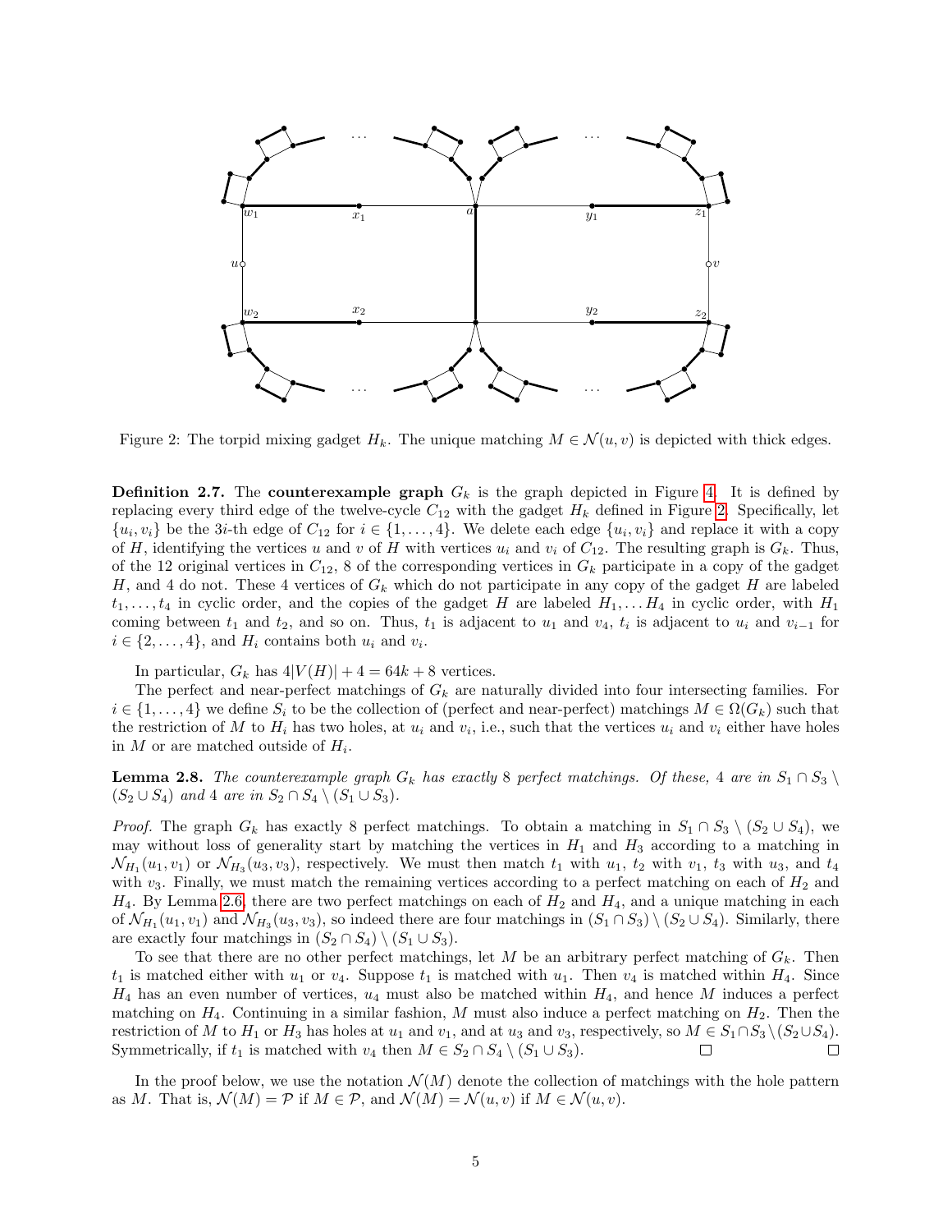Figure 2: The torpid mixing gadget $H_k$. The unique matching $M \in \mathcal{N}(u,v)$ is depicted with thick edges.

**Definition 2.7.** The **counterexample graph** $G_k$ is the graph depicted in Figure 4. It is defined by replacing every third edge of the twelve-cycle $C_{12}$ with the gadget $H_k$ defined in Figure 2. Specifically, let $\{u_i, v_i\}$ be the $3i$-th edge of $C_{12}$ for $i \in \{1, \dots, 4\}$. We delete each edge $\{u_i, v_i\}$ and replace it with a copy of $H$, identifying the vertices $u$ and $v$ of $H$ with vertices $u_i$ and $v_i$ of $C_{12}$. The resulting graph is $G_k$. Thus, of the 12 original vertices in $C_{12}$, 8 of the corresponding vertices in $G_k$ participate in a copy of the gadget $H$, and 4 do not. These 4 vertices of $G_k$ which do not participate in any copy of the gadget $H$ are labeled $t_1, \dots, t_4$ in cyclic order, and the copies of the gadget $H$ are labeled $H_1, \dots H_4$ in cyclic order, with $H_1$ coming between $t_1$ and $t_2$, and so on. Thus, $t_1$ is adjacent to $u_1$ and $v_4$, $t_i$ is adjacent to $u_i$ and $v_{i-1}$ for $i \in \{2, \dots, 4\}$, and $H_i$ contains both $u_i$ and $v_i$.

In particular, $G_k$ has $4|V(H)| + 4 = 64k + 8$ vertices.

The perfect and near-perfect matchings of $G_k$ are naturally divided into four intersecting families. For $i \in \{1, \dots, 4\}$ we define $S_i$ to be the collection of (perfect and near-perfect) matchings $M \in \Omega(G_k)$ such that the restriction of $M$ to $H_i$ has two holes, at $u_i$ and $v_i$, i.e., such that the vertices $u_i$ and $v_i$ either have holes in $M$ or are matched outside of $H_i$.

**Lemma 2.8.** *The counterexample graph $G_k$ has exactly 8 perfect matchings. Of these, 4 are in $S_1 \cap S_3 \setminus (S_2 \cup S_4)$ and 4 are in $S_2 \cap S_4 \setminus (S_1 \cup S_3)$.*

*Proof.* The graph $G_k$ has exactly 8 perfect matchings. To obtain a matching in $S_1 \cap S_3 \setminus (S_2 \cup S_4)$, we may without loss of generality start by matching the vertices in $H_1$ and $H_3$ according to a matching in $\mathcal{N}_{H_1}(u_1, v_1)$ or $\mathcal{N}_{H_3}(u_3, v_3)$, respectively. We must then match $t_1$ with $u_1$, $t_2$ with $v_1$, $t_3$ with $u_3$, and $t_4$ with $v_3$. Finally, we must match the remaining vertices according to a perfect matching on each of $H_2$ and $H_4$. By Lemma 2.6, there are two perfect matchings on each of $H_2$ and $H_4$, and a unique matching in each of $\mathcal{N}_{H_1}(u_1, v_1)$ and $\mathcal{N}_{H_3}(u_3, v_3)$, so indeed there are four matchings in $(S_1 \cap S_3) \setminus (S_2 \cup S_4)$. Similarly, there are exactly four matchings in $(S_2 \cap S_4) \setminus (S_1 \cup S_3)$.

To see that there are no other perfect matchings, let $M$ be an arbitrary perfect matching of $G_k$. Then $t_1$ is matched either with $u_1$ or $v_4$. Suppose $t_1$ is matched with $u_1$. Then $v_4$ is matched within $H_4$. Since $H_4$ has an even number of vertices, $u_4$ must also be matched within $H_4$, and hence $M$ induces a perfect matching on $H_4$. Continuing in a similar fashion, $M$ must also induce a perfect matching on $H_2$. Then the restriction of $M$ to $H_1$ or $H_3$ has holes at $u_1$ and $v_1$, and at $u_3$ and $v_3$, respectively, so $M \in S_1 \cap S_3 \setminus (S_2 \cup S_4)$. Symmetrically, if $t_1$ is matched with $v_4$ then $M \in S_2 \cap S_4 \setminus (S_1 \cup S_3)$. $\square$ $\square$

In the proof below, we use the notation $\mathcal{N}(M)$ denote the collection of matchings with the hole pattern as $M$. That is, $\mathcal{N}(M) = \mathcal{P}$ if $M \in \mathcal{P}$, and $\mathcal{N}(M) = \mathcal{N}(u,v)$ if $M \in \mathcal{N}(u,v)$.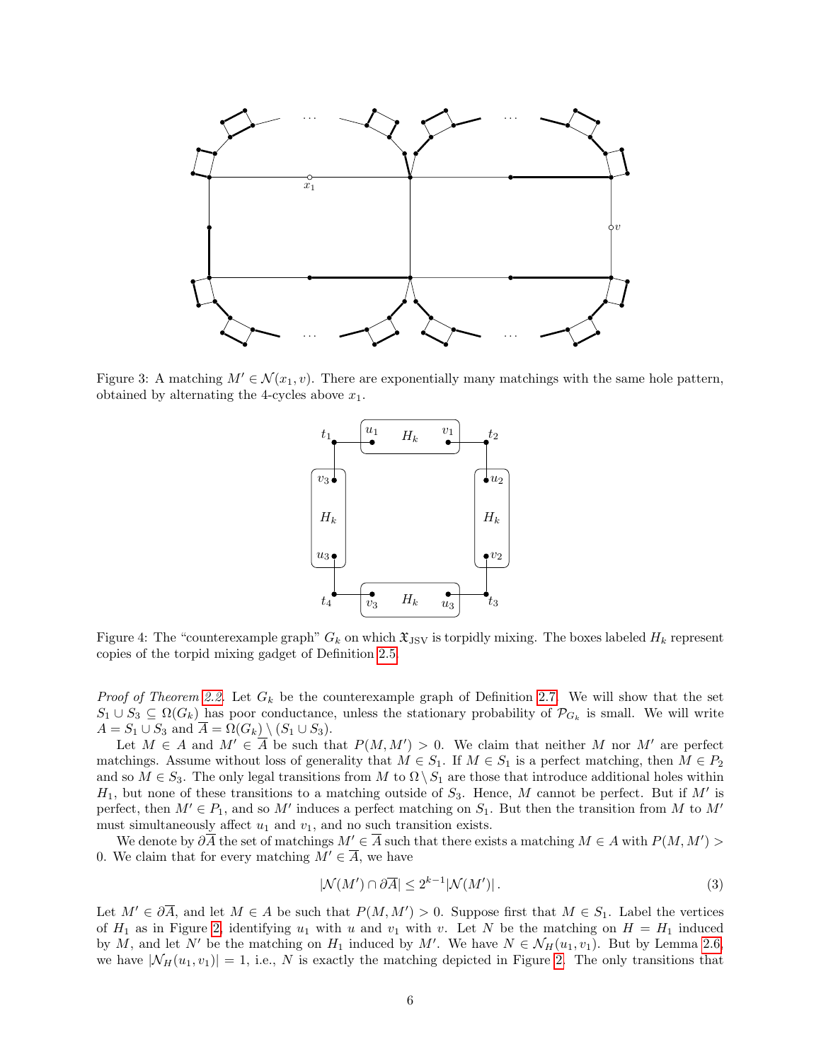Figure 3: A matching $M' \in \mathcal{N}(x_1, v)$. There are exponentially many matchings with the same hole pattern, obtained by alternating the 4-cycles above $x_1$.

Figure 4: The "counterexample graph" $G_k$ on which $\mathfrak{X}_{\mathrm{JSV}}$ is torpidly mixing. The boxes labeled $H_k$ represent copies of the torpid mixing gadget of Definition 2.5.

*Proof of Theorem 2.2.* Let $G_k$ be the counterexample graph of Definition 2.7. We will show that the set $S_1 \cup S_3 \subseteq \Omega(G_k)$ has poor conductance, unless the stationary probability of $\mathcal{P}_{G_k}$ is small. We will write $A = S_1 \cup S_3$ and $\overline{A} = \Omega(G_k) \setminus (S_1 \cup S_3)$.

Let $M \in A$ and $M' \in \overline{A}$ be such that $P(M, M') > 0$. We claim that neither $M$ nor $M'$ are perfect matchings. Assume without loss of generality that $M \in S_1$. If $M \in S_1$ is a perfect matching, then $M \in P_2$ and so $M \in S_3$. The only legal transitions from $M$ to $\Omega \setminus S_1$ are those that introduce additional holes within $H_1$, but none of these transitions to a matching outside of $S_3$. Hence, $M$ cannot be perfect. But if $M'$ is perfect, then $M' \in P_1$, and so $M'$ induces a perfect matching on $S_1$. But then the transition from $M$ to $M'$ must simultaneously affect $u_1$ and $v_1$, and no such transition exists.

We denote by $\partial\overline{A}$ the set of matchings $M' \in \overline{A}$ such that there exists a matching $M \in A$ with $P(M, M') > 0$. We claim that for every matching $M' \in \overline{A}$, we have

$$|\mathcal{N}(M') \cap \partial\overline{A}| \leq 2^{k-1} |\mathcal{N}(M')| . \tag{3}$$

Let $M' \in \partial\overline{A}$, and let $M \in A$ be such that $P(M, M') > 0$. Suppose first that $M \in S_1$. Label the vertices of $H_1$ as in Figure 2, identifying $u_1$ with $u$ and $v_1$ with $v$. Let $N$ be the matching on $H = H_1$ induced by $M$, and let $N'$ be the matching on $H_1$ induced by $M'$. We have $N \in \mathcal{N}_H(u_1, v_1)$. But by Lemma 2.6, we have $|\mathcal{N}_H(u_1, v_1)| = 1$, i.e., $N$ is exactly the matching depicted in Figure 2. The only transitions that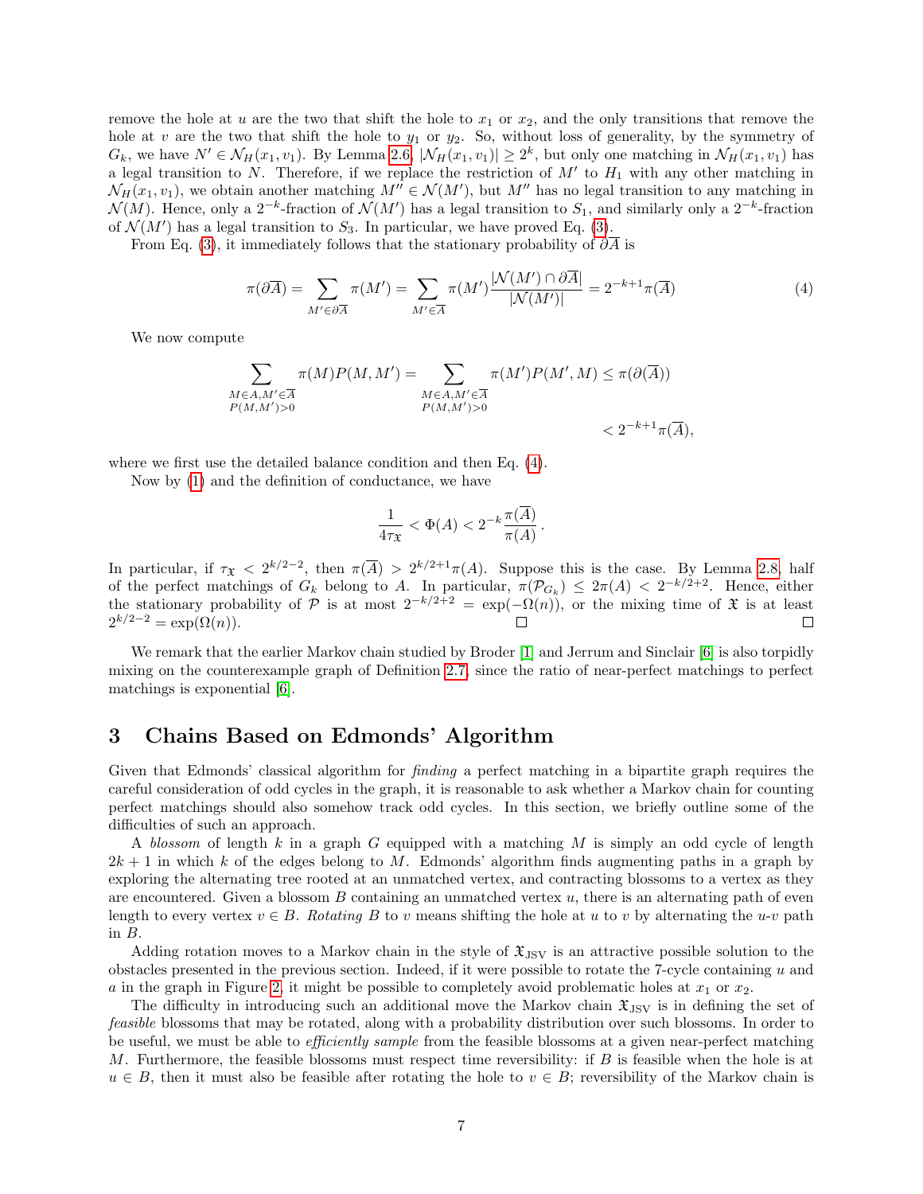remove the hole at $u$ are the two that shift the hole to $x_1$ or $x_2$, and the only transitions that remove the hole at $v$ are the two that shift the hole to $y_1$ or $y_2$. So, without loss of generality, by the symmetry of $G_k$, we have $N' \in \mathcal{N}_H(x_1, v_1)$. By Lemma 2.6, $|\mathcal{N}_H(x_1, v_1)| \geq 2^k$, but only one matching in $\mathcal{N}_H(x_1, v_1)$ has a legal transition to $N$. Therefore, if we replace the restriction of $M'$ to $H_1$ with any other matching in $\mathcal{N}_H(x_1, v_1)$, we obtain another matching $M'' \in \mathcal{N}(M')$, but $M''$ has no legal transition to any matching in $\mathcal{N}(M)$. Hence, only a $2^{-k}$-fraction of $\mathcal{N}(M')$ has a legal transition to $S_1$, and similarly only a $2^{-k}$-fraction of $\mathcal{N}(M')$ has a legal transition to $S_3$. In particular, we have proved Eq. (3).

From Eq. (3), it immediately follows that the stationary probability of $\partial\overline{A}$ is

$$\pi(\partial\overline{A}) = \sum_{M' \in \partial\overline{A}} \pi(M') = \sum_{M' \in \overline{A}} \pi(M') \frac{|\mathcal{N}(M') \cap \partial\overline{A}|}{|\mathcal{N}(M')|} = 2^{-k+1}\pi(\overline{A}) \tag{4}$$

We now compute

$$\sum_{\substack{M \in A, M' \in \overline{A} \\ P(M,M')>0}} \pi(M)P(M,M') = \sum_{\substack{M \in A, M' \in \overline{A} \\ P(M,M')>0}} \pi(M')P(M',M) \leq \pi(\partial(\overline{A}))$$

$$< 2^{-k+1}\pi(\overline{A}),$$

where we first use the detailed balance condition and then Eq. (4).

Now by (1) and the definition of conductance, we have

$$\frac{1}{4\tau_{\mathfrak{X}}} < \Phi(A) < 2^{-k}\frac{\pi(\overline{A})}{\pi(A)}.$$

In particular, if $\tau_{\mathfrak{X}} < 2^{k/2-2}$, then $\pi(\overline{A}) > 2^{k/2+1}\pi(A)$. Suppose this is the case. By Lemma 2.8, half of the perfect matchings of $G_k$ belong to $A$. In particular, $\pi(\mathcal{P}_{G_k}) \leq 2\pi(A) < 2^{-k/2+2}$. Hence, either the stationary probability of $\mathcal{P}$ is at most $2^{-k/2+2} = \exp(-\Omega(n))$, or the mixing time of $\mathfrak{X}$ is at least $2^{k/2-2} = \exp(\Omega(n))$. □ □

We remark that the earlier Markov chain studied by Broder [1] and Jerrum and Sinclair [6] is also torpidly mixing on the counterexample graph of Definition 2.7, since the ratio of near-perfect matchings to perfect matchings is exponential [6].

## 3 Chains Based on Edmonds' Algorithm

Given that Edmonds' classical algorithm for *finding* a perfect matching in a bipartite graph requires the careful consideration of odd cycles in the graph, it is reasonable to ask whether a Markov chain for counting perfect matchings should also somehow track odd cycles. In this section, we briefly outline some of the difficulties of such an approach.

A *blossom* of length $k$ in a graph $G$ equipped with a matching $M$ is simply an odd cycle of length $2k+1$ in which $k$ of the edges belong to $M$. Edmonds' algorithm finds augmenting paths in a graph by exploring the alternating tree rooted at an unmatched vertex, and contracting blossoms to a vertex as they are encountered. Given a blossom $B$ containing an unmatched vertex $u$, there is an alternating path of even length to every vertex $v \in B$. *Rotating* $B$ to $v$ means shifting the hole at $u$ to $v$ by alternating the $u$-$v$ path in $B$.

Adding rotation moves to a Markov chain in the style of $\mathfrak{X}_{\text{JSV}}$ is an attractive possible solution to the obstacles presented in the previous section. Indeed, if it were possible to rotate the 7-cycle containing $u$ and $a$ in the graph in Figure 2, it might be possible to completely avoid problematic holes at $x_1$ or $x_2$.

The difficulty in introducing such an additional move the Markov chain $\mathfrak{X}_{\text{JSV}}$ is in defining the set of *feasible* blossoms that may be rotated, along with a probability distribution over such blossoms. In order to be useful, we must be able to *efficiently sample* from the feasible blossoms at a given near-perfect matching $M$. Furthermore, the feasible blossoms must respect time reversibility: if $B$ is feasible when the hole is at $u \in B$, then it must also be feasible after rotating the hole to $v \in B$; reversibility of the Markov chain is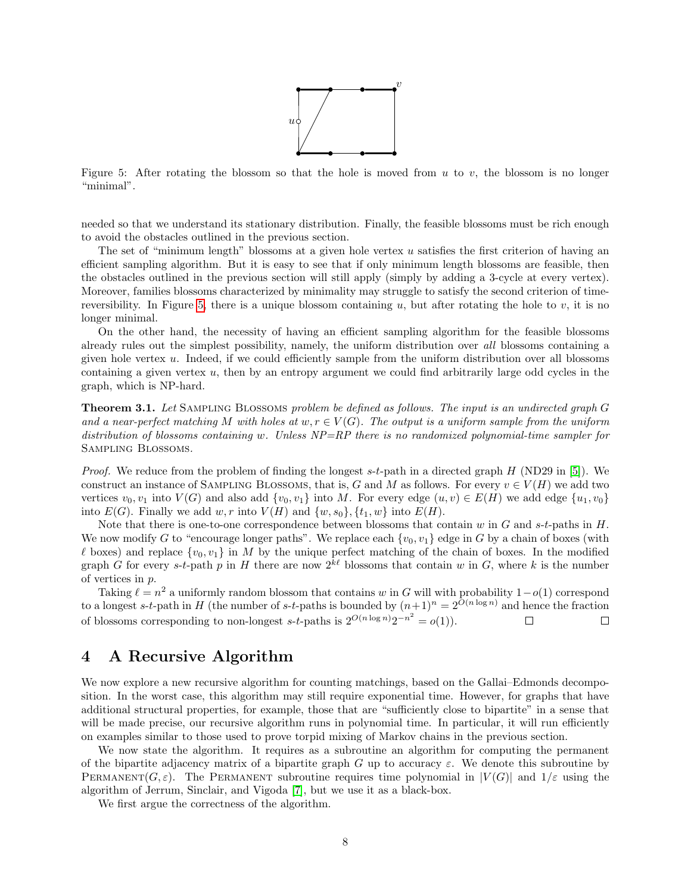Figure 5: After rotating the blossom so that the hole is moved from $u$ to $v$, the blossom is no longer "minimal".

needed so that we understand its stationary distribution. Finally, the feasible blossoms must be rich enough to avoid the obstacles outlined in the previous section.

The set of "minimum length" blossoms at a given hole vertex $u$ satisfies the first criterion of having an efficient sampling algorithm. But it is easy to see that if only minimum length blossoms are feasible, then the obstacles outlined in the previous section will still apply (simply by adding a 3-cycle at every vertex). Moreover, families blossoms characterized by minimality may struggle to satisfy the second criterion of time-reversibility. In Figure 5, there is a unique blossom containing $u$, but after rotating the hole to $v$, it is no longer minimal.

On the other hand, the necessity of having an efficient sampling algorithm for the feasible blossoms already rules out the simplest possibility, namely, the uniform distribution over *all* blossoms containing a given hole vertex $u$. Indeed, if we could efficiently sample from the uniform distribution over all blossoms containing a given vertex $u$, then by an entropy argument we could find arbitrarily large odd cycles in the graph, which is NP-hard.

**Theorem 3.1.** *Let* Sampling Blossoms *problem be defined as follows. The input is an undirected graph $G$ and a near-perfect matching $M$ with holes at $w, r \in V(G)$. The output is a uniform sample from the uniform distribution of blossoms containing $w$. Unless NP=RP there is no randomized polynomial-time sampler for* Sampling Blossoms.

*Proof.* We reduce from the problem of finding the longest $s$-$t$-path in a directed graph $H$ (ND29 in [5]). We construct an instance of Sampling Blossoms, that is, $G$ and $M$ as follows. For every $v \in V(H)$ we add two vertices $v_0, v_1$ into $V(G)$ and also add $\{v_0, v_1\}$ into $M$. For every edge $(u, v) \in E(H)$ we add edge $\{u_1, v_0\}$ into $E(G)$. Finally we add $w, r$ into $V(H)$ and $\{w, s_0\}, \{t_1, w\}$ into $E(H)$.

Note that there is one-to-one correspondence between blossoms that contain $w$ in $G$ and $s$-$t$-paths in $H$. We now modify $G$ to "encourage longer paths". We replace each $\{v_0, v_1\}$ edge in $G$ by a chain of boxes (with $\ell$ boxes) and replace $\{v_0, v_1\}$ in $M$ by the unique perfect matching of the chain of boxes. In the modified graph $G$ for every $s$-$t$-path $p$ in $H$ there are now $2^{k\ell}$ blossoms that contain $w$ in $G$, where $k$ is the number of vertices in $p$.

Taking $\ell = n^2$ a uniformly random blossom that contains $w$ in $G$ will with probability $1 - o(1)$ correspond to a longest $s$-$t$-path in $H$ (the number of $s$-$t$-paths is bounded by $(n+1)^n = 2^{O(n \log n)}$ and hence the fraction of blossoms corresponding to non-longest $s$-$t$-paths is $2^{O(n \log n)} 2^{-n^2} = o(1)$). □ □

# 4 A Recursive Algorithm

We now explore a new recursive algorithm for counting matchings, based on the Gallai–Edmonds decomposition. In the worst case, this algorithm may still require exponential time. However, for graphs that have additional structural properties, for example, those that are "sufficiently close to bipartite" in a sense that will be made precise, our recursive algorithm runs in polynomial time. In particular, it will run efficiently on examples similar to those used to prove torpid mixing of Markov chains in the previous section.

We now state the algorithm. It requires as a subroutine an algorithm for computing the permanent of the bipartite adjacency matrix of a bipartite graph $G$ up to accuracy $\varepsilon$. We denote this subroutine by Permanent$(G, \varepsilon)$. The Permanent subroutine requires time polynomial in $|V(G)|$ and $1/\varepsilon$ using the algorithm of Jerrum, Sinclair, and Vigoda [7], but we use it as a black-box.

We first argue the correctness of the algorithm.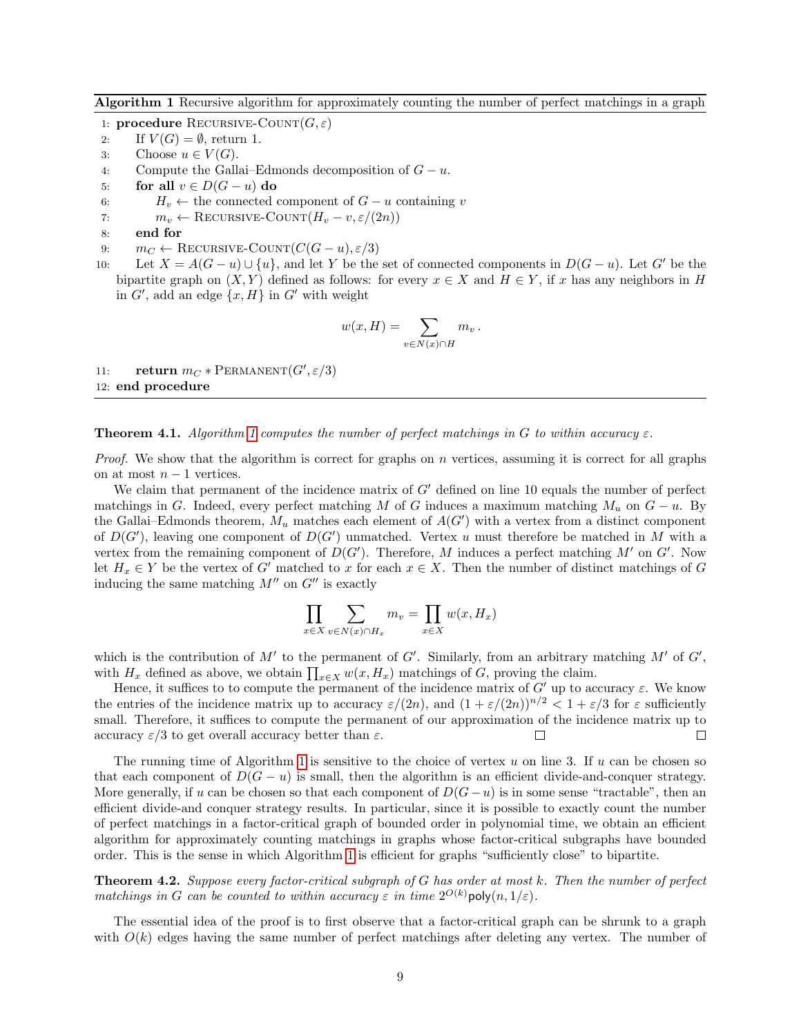**Algorithm 1** Recursive algorithm for approximately counting the number of perfect matchings in a graph

```
1: procedure Recursive-Count(G, ε)
2:     If V(G) = ∅, return 1.
3:     Choose u ∈ V(G).
4:     Compute the Gallai–Edmonds decomposition of G − u.
5:     for all v ∈ D(G − u) do
6:         H_v ← the connected component of G − u containing v
7:         m_v ← Recursive-Count(H_v − v, ε/(2n))
8:     end for
9:     m_C ← Recursive-Count(C(G − u), ε/3)
10:    Let X = A(G − u) ∪ {u}, and let Y be the set of connected components in D(G − u). Let G′ be the
       bipartite graph on (X, Y) defined as follows: for every x ∈ X and H ∈ Y, if x has any neighbors in H
       in G′, add an edge {x, H} in G′ with weight
```

$$w(x,H) = \sum_{v \in N(x) \cap H} m_v \,.$$

```
11:    return m_C ∗ Permanent(G′, ε/3)
12: end procedure
```

**Theorem 4.1.** *Algorithm 1 computes the number of perfect matchings in $G$ to within accuracy $\varepsilon$.*

*Proof.* We show that the algorithm is correct for graphs on $n$ vertices, assuming it is correct for all graphs on at most $n-1$ vertices.

We claim that permanent of the incidence matrix of $G'$ defined on line 10 equals the number of perfect matchings in $G$. Indeed, every perfect matching $M$ of $G$ induces a maximum matching $M_u$ on $G-u$. By the Gallai–Edmonds theorem, $M_u$ matches each element of $A(G')$ with a vertex from a distinct component of $D(G')$, leaving one component of $D(G')$ unmatched. Vertex $u$ must therefore be matched in $M$ with a vertex from the remaining component of $D(G')$. Therefore, $M$ induces a perfect matching $M'$ on $G'$. Now let $H_x \in Y$ be the vertex of $G'$ matched to $x$ for each $x \in X$. Then the number of distinct matchings of $G$ inducing the same matching $M''$ on $G''$ is exactly

$$\prod_{x \in X} \sum_{v \in N(x) \cap H_x} m_v = \prod_{x \in X} w(x, H_x)$$

which is the contribution of $M'$ to the permanent of $G'$. Similarly, from an arbitrary matching $M'$ of $G'$, with $H_x$ defined as above, we obtain $\prod_{x \in X} w(x, H_x)$ matchings of $G$, proving the claim.

Hence, it suffices to to compute the permanent of the incidence matrix of $G'$ up to accuracy $\varepsilon$. We know the entries of the incidence matrix up to accuracy $\varepsilon/(2n)$, and $(1+\varepsilon/(2n))^{n/2} < 1+\varepsilon/3$ for $\varepsilon$ sufficiently small. Therefore, it suffices to compute the permanent of our approximation of the incidence matrix up to accuracy $\varepsilon/3$ to get overall accuracy better than $\varepsilon$. □ □

The running time of Algorithm 1 is sensitive to the choice of vertex $u$ on line 3. If $u$ can be chosen so that each component of $D(G-u)$ is small, then the algorithm is an efficient divide-and-conquer strategy. More generally, if $u$ can be chosen so that each component of $D(G-u)$ is in some sense "tractable", then an efficient divide-and conquer strategy results. In particular, since it is possible to exactly count the number of perfect matchings in a factor-critical graph of bounded order in polynomial time, we obtain an efficient algorithm for approximately counting matchings in graphs whose factor-critical subgraphs have bounded order. This is the sense in which Algorithm 1 is efficient for graphs "sufficiently close" to bipartite.

**Theorem 4.2.** *Suppose every factor-critical subgraph of $G$ has order at most $k$. Then the number of perfect matchings in $G$ can be counted to within accuracy $\varepsilon$ in time $2^{O(k)}\mathsf{poly}(n, 1/\varepsilon)$.*

The essential idea of the proof is to first observe that a factor-critical graph can be shrunk to a graph with $O(k)$ edges having the same number of perfect matchings after deleting any vertex. The number of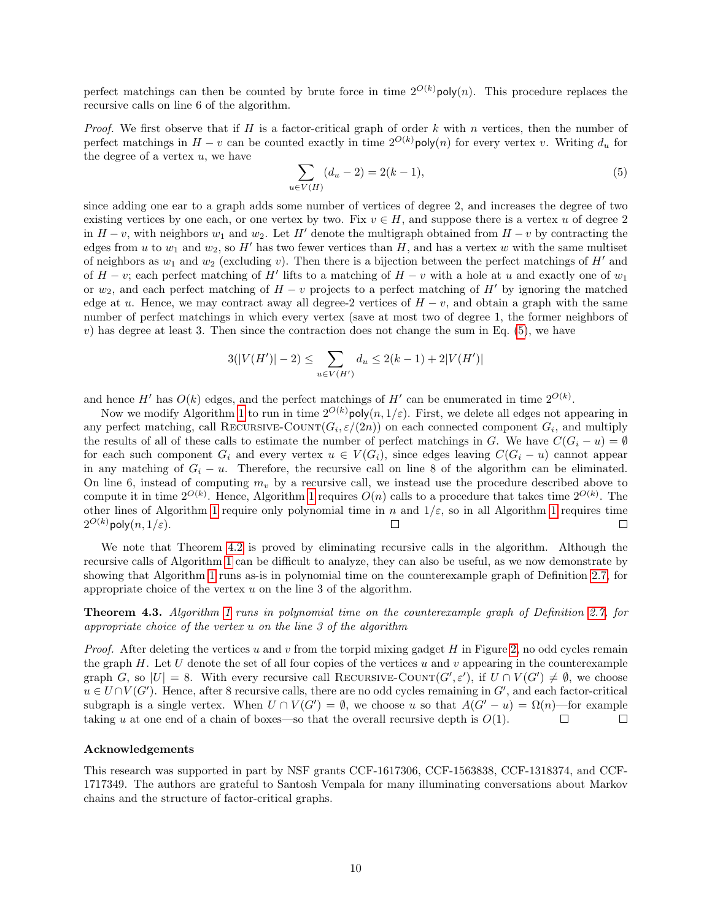perfect matchings can then be counted by brute force in time $2^{O(k)}\mathsf{poly}(n)$. This procedure replaces the recursive calls on line 6 of the algorithm.

*Proof.* We first observe that if $H$ is a factor-critical graph of order $k$ with $n$ vertices, then the number of perfect matchings in $H - v$ can be counted exactly in time $2^{O(k)}\mathsf{poly}(n)$ for every vertex $v$. Writing $d_u$ for the degree of a vertex $u$, we have

$$\sum_{u \in V(H)} (d_u - 2) = 2(k-1), \tag{5}$$

since adding one ear to a graph adds some number of vertices of degree 2, and increases the degree of two existing vertices by one each, or one vertex by two. Fix $v \in H$, and suppose there is a vertex $u$ of degree 2 in $H - v$, with neighbors $w_1$ and $w_2$. Let $H'$ denote the multigraph obtained from $H - v$ by contracting the edges from $u$ to $w_1$ and $w_2$, so $H'$ has two fewer vertices than $H$, and has a vertex $w$ with the same multiset of neighbors as $w_1$ and $w_2$ (excluding $v$). Then there is a bijection between the perfect matchings of $H'$ and of $H - v$; each perfect matching of $H'$ lifts to a matching of $H - v$ with a hole at $u$ and exactly one of $w_1$ or $w_2$, and each perfect matching of $H - v$ projects to a perfect matching of $H'$ by ignoring the matched edge at $u$. Hence, we may contract away all degree-2 vertices of $H - v$, and obtain a graph with the same number of perfect matchings in which every vertex (save at most two of degree 1, the former neighbors of $v$) has degree at least 3. Then since the contraction does not change the sum in Eq. (5), we have

$$3(|V(H')| - 2) \leq \sum_{u \in V(H')} d_u \leq 2(k-1) + 2|V(H')|$$

and hence $H'$ has $O(k)$ edges, and the perfect matchings of $H'$ can be enumerated in time $2^{O(k)}$.

Now we modify Algorithm 1 to run in time $2^{O(k)}\mathsf{poly}(n, 1/\varepsilon)$. First, we delete all edges not appearing in any perfect matching, call Recursive-Count$(G_i, \varepsilon/(2n))$ on each connected component $G_i$, and multiply the results of all of these calls to estimate the number of perfect matchings in $G$. We have $C(G_i - u) = \emptyset$ for each such component $G_i$ and every vertex $u \in V(G_i)$, since edges leaving $C(G_i - u)$ cannot appear in any matching of $G_i - u$. Therefore, the recursive call on line 8 of the algorithm can be eliminated. On line 6, instead of computing $m_v$ by a recursive call, we instead use the procedure described above to compute it in time $2^{O(k)}$. Hence, Algorithm 1 requires $O(n)$ calls to a procedure that takes time $2^{O(k)}$. The other lines of Algorithm 1 require only polynomial time in $n$ and $1/\varepsilon$, so in all Algorithm 1 requires time $2^{O(k)}\mathsf{poly}(n, 1/\varepsilon)$. ◻ ◻

We note that Theorem 4.2 is proved by eliminating recursive calls in the algorithm. Although the recursive calls of Algorithm 1 can be difficult to analyze, they can also be useful, as we now demonstrate by showing that Algorithm 1 runs as-is in polynomial time on the counterexample graph of Definition 2.7, for appropriate choice of the vertex $u$ on the line 3 of the algorithm.

**Theorem 4.3.** *Algorithm 1 runs in polynomial time on the counterexample graph of Definition 2.7, for appropriate choice of the vertex $u$ on the line 3 of the algorithm*

*Proof.* After deleting the vertices $u$ and $v$ from the torpid mixing gadget $H$ in Figure 2, no odd cycles remain the graph $H$. Let $U$ denote the set of all four copies of the vertices $u$ and $v$ appearing in the counterexample graph $G$, so $|U| = 8$. With every recursive call Recursive-Count$(G', \varepsilon')$, if $U \cap V(G') \neq \emptyset$, we choose $u \in U \cap V(G')$. Hence, after 8 recursive calls, there are no odd cycles remaining in $G'$, and each factor-critical subgraph is a single vertex. When $U \cap V(G') = \emptyset$, we choose $u$ so that $A(G' - u) = \Omega(n)$—for example taking $u$ at one end of a chain of boxes—so that the overall recursive depth is $O(1)$. ◻ ◻

### Acknowledgements

This research was supported in part by NSF grants CCF-1617306, CCF-1563838, CCF-1318374, and CCF-1717349. The authors are grateful to Santosh Vempala for many illuminating conversations about Markov chains and the structure of factor-critical graphs.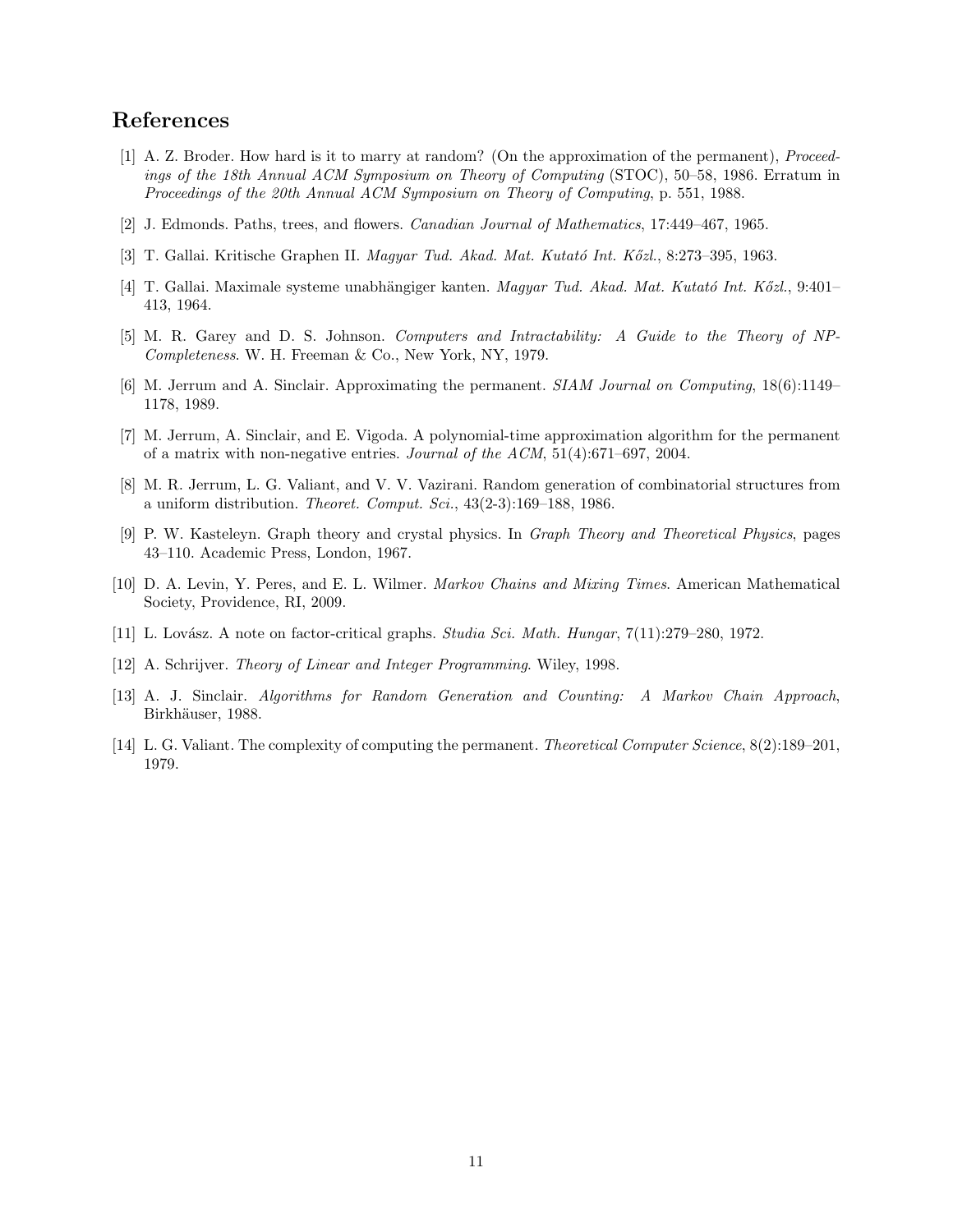## References

[1] A. Z. Broder. How hard is it to marry at random? (On the approximation of the permanent), *Proceedings of the 18th Annual ACM Symposium on Theory of Computing* (STOC), 50–58, 1986. Erratum in *Proceedings of the 20th Annual ACM Symposium on Theory of Computing*, p. 551, 1988.

[2] J. Edmonds. Paths, trees, and flowers. *Canadian Journal of Mathematics*, 17:449–467, 1965.

[3] T. Gallai. Kritische Graphen II. *Magyar Tud. Akad. Mat. Kutató Int. Kőzl.*, 8:273–395, 1963.

[4] T. Gallai. Maximale systeme unabhängiger kanten. *Magyar Tud. Akad. Mat. Kutató Int. Kőzl.*, 9:401–413, 1964.

[5] M. R. Garey and D. S. Johnson. *Computers and Intractability: A Guide to the Theory of NP-Completeness*. W. H. Freeman & Co., New York, NY, 1979.

[6] M. Jerrum and A. Sinclair. Approximating the permanent. *SIAM Journal on Computing*, 18(6):1149–1178, 1989.

[7] M. Jerrum, A. Sinclair, and E. Vigoda. A polynomial-time approximation algorithm for the permanent of a matrix with non-negative entries. *Journal of the ACM*, 51(4):671–697, 2004.

[8] M. R. Jerrum, L. G. Valiant, and V. V. Vazirani. Random generation of combinatorial structures from a uniform distribution. *Theoret. Comput. Sci.*, 43(2-3):169–188, 1986.

[9] P. W. Kasteleyn. Graph theory and crystal physics. In *Graph Theory and Theoretical Physics*, pages 43–110. Academic Press, London, 1967.

[10] D. A. Levin, Y. Peres, and E. L. Wilmer. *Markov Chains and Mixing Times*. American Mathematical Society, Providence, RI, 2009.

[11] L. Lovász. A note on factor-critical graphs. *Studia Sci. Math. Hungar*, 7(11):279–280, 1972.

[12] A. Schrijver. *Theory of Linear and Integer Programming*. Wiley, 1998.

[13] A. J. Sinclair. *Algorithms for Random Generation and Counting: A Markov Chain Approach*, Birkhäuser, 1988.

[14] L. G. Valiant. The complexity of computing the permanent. *Theoretical Computer Science*, 8(2):189–201, 1979.